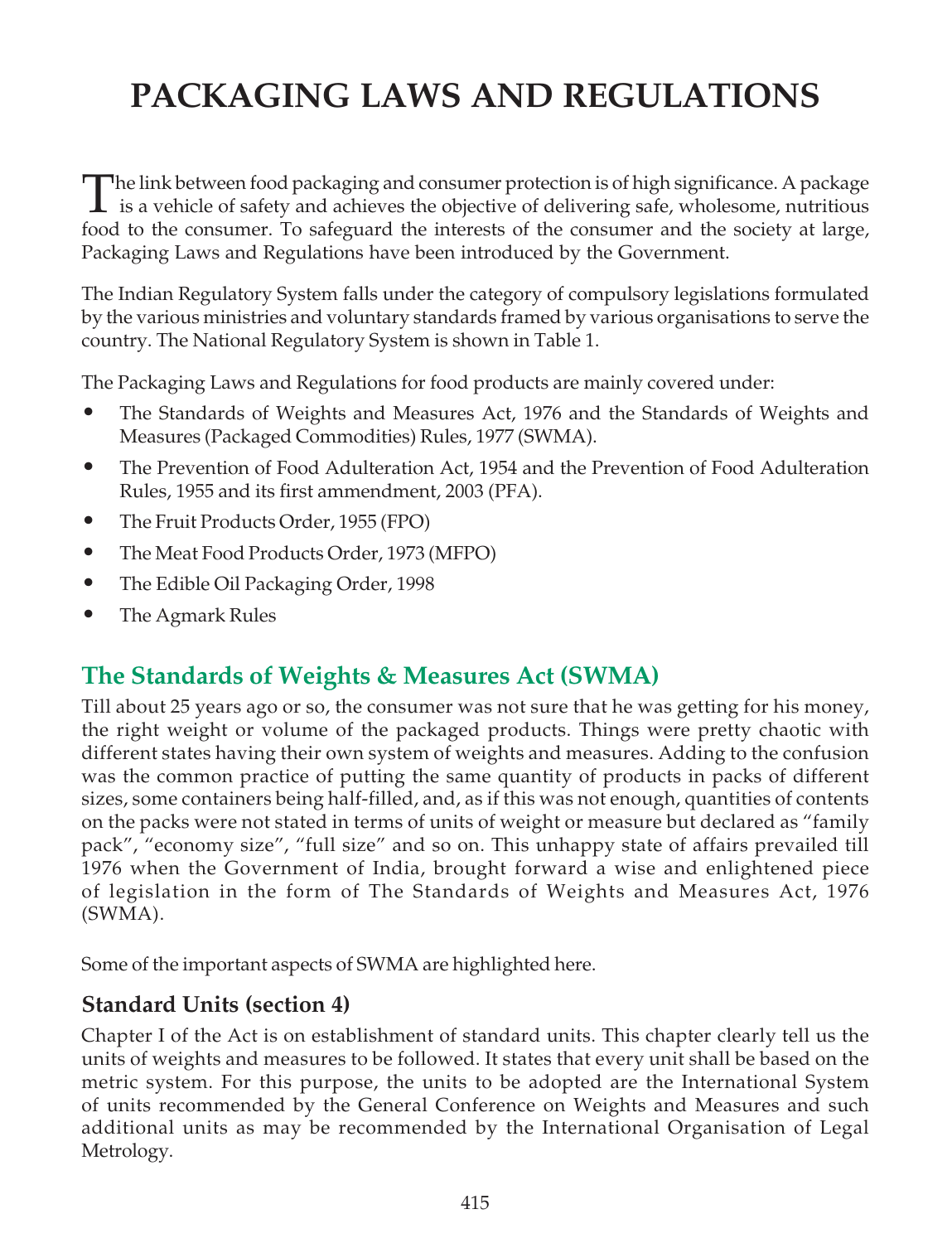# PACKAGING LAWS AND REGULATIONS

The link between food packaging and consumer protection is of high significance. A package is a vehicle of safety and achieves the objective of delivering safe, wholesome, nutritious food to the consumer. To safeguard the interests of the consumer and the society at large, Packaging Laws and Regulations have been introduced by the Government.

The Indian Regulatory System falls under the category of compulsory legislations formulated by the various ministries and voluntary standards framed by various organisations to serve the country. The National Regulatory System is shown in Table 1.

The Packaging Laws and Regulations for food products are mainly covered under:

- The Standards of Weights and Measures Act, 1976 and the Standards of Weights and Measures (Packaged Commodities) Rules, 1977 (SWMA).
- The Prevention of Food Adulteration Act, 1954 and the Prevention of Food Adulteration Rules, 1955 and its first ammendment, 2003 (PFA).
- The Fruit Products Order, 1955 (FPO)
- The Meat Food Products Order, 1973 (MFPO)
- The Edible Oil Packaging Order, 1998
- The Agmark Rules

## The Standards of Weights & Measures Act (SWMA)

Till about 25 years ago or so, the consumer was not sure that he was getting for his money, the right weight or volume of the packaged products. Things were pretty chaotic with different states having their own system of weights and measures. Adding to the confusion was the common practice of putting the same quantity of products in packs of different sizes, some containers being half-filled, and, as if this was not enough, quantities of contents on the packs were not stated in terms of units of weight or measure but declared as "family pack", "economy size", "full size" and so on. This unhappy state of affairs prevailed till 1976 when the Government of India, brought forward a wise and enlightened piece of legislation in the form of The Standards of Weights and Measures Act, 1976 (SWMA).

Some of the important aspects of SWMA are highlighted here.

### Standard Units (section 4)

Chapter I of the Act is on establishment of standard units. This chapter clearly tell us the units of weights and measures to be followed. It states that every unit shall be based on the metric system. For this purpose, the units to be adopted are the International System of units recommended by the General Conference on Weights and Measures and such additional units as may be recommended by the International Organisation of Legal Metrology.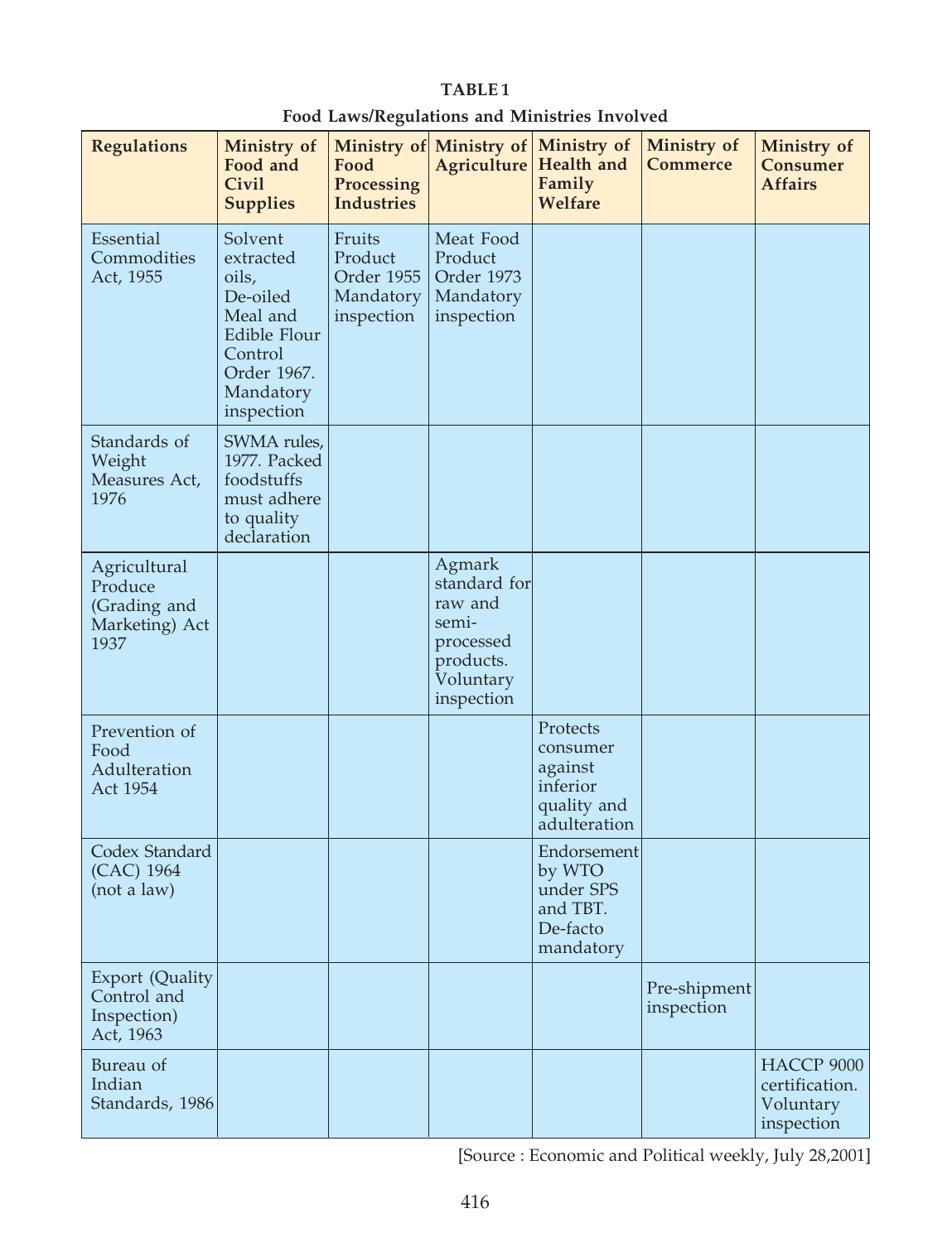**TABLE 1**

**Food Laws/Regulations and Ministries Involved**

| Regulations | Ministry of Food and Civil Supplies | Ministry of Food Processing Industries | Ministry of Agriculture | Ministry of Health and Family Welfare | Ministry of Commerce | Ministry of Consumer Affairs |
|---|---|---|---|---|---|---|
| Essential Commodities Act, 1955 | Solvent extracted oils, De-oiled Meal and Edible Flour Control Order 1967. Mandatory inspection | Fruits Product Order 1955 Mandatory inspection | Meat Food Product Order 1973 Mandatory inspection | | | |
| Standards of Weight Measures Act, 1976 | SWMA rules, 1977. Packed foodstuffs must adhere to quality declaration | | | | | |
| Agricultural Produce (Grading and Marketing) Act 1937 | | | Agmark standard for raw and semi-processed products. Voluntary inspection | | | |
| Prevention of Food Adulteration Act 1954 | | | | Protects consumer against inferior quality and adulteration | | |
| Codex Standard (CAC) 1964 (not a law) | | | | Endorsement by WTO under SPS and TBT. De-facto mandatory | | |
| Export (Quality Control and Inspection) Act, 1963 | | | | | Pre-shipment inspection | |
| Bureau of Indian Standards, 1986 | | | | | | HACCP 9000 certification. Voluntary inspection |

[Source : Economic and Political weekly, July 28,2001]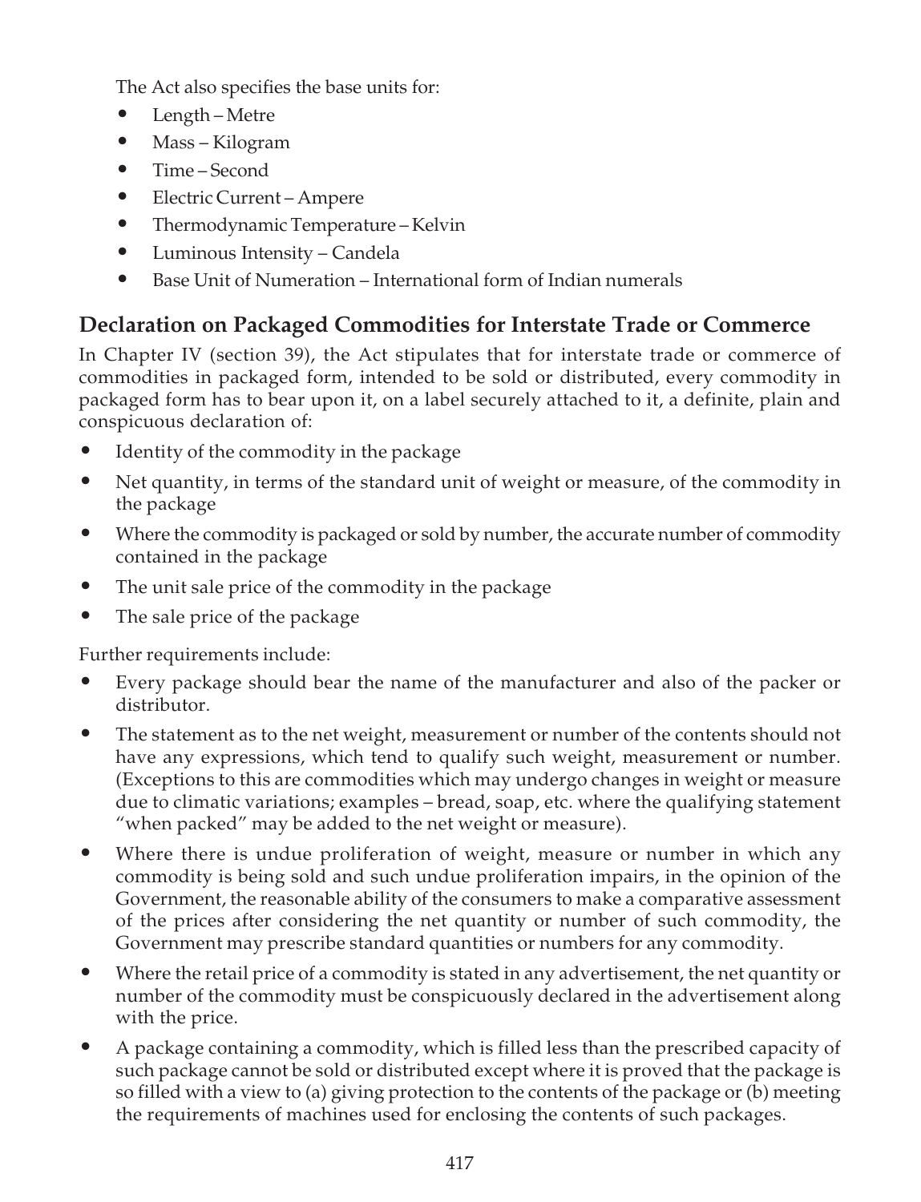The Act also specifies the base units for:

- Length – Metre
- Mass – Kilogram
- Time – Second
- Electric Current – Ampere
- Thermodynamic Temperature – Kelvin
- Luminous Intensity – Candela
- Base Unit of Numeration – International form of Indian numerals

## Declaration on Packaged Commodities for Interstate Trade or Commerce

In Chapter IV (section 39), the Act stipulates that for interstate trade or commerce of commodities in packaged form, intended to be sold or distributed, every commodity in packaged form has to bear upon it, on a label securely attached to it, a definite, plain and conspicuous declaration of:

- Identity of the commodity in the package
- Net quantity, in terms of the standard unit of weight or measure, of the commodity in the package
- Where the commodity is packaged or sold by number, the accurate number of commodity contained in the package
- The unit sale price of the commodity in the package
- The sale price of the package

Further requirements include:

- Every package should bear the name of the manufacturer and also of the packer or distributor.
- The statement as to the net weight, measurement or number of the contents should not have any expressions, which tend to qualify such weight, measurement or number. (Exceptions to this are commodities which may undergo changes in weight or measure due to climatic variations; examples – bread, soap, etc. where the qualifying statement "when packed" may be added to the net weight or measure).
- Where there is undue proliferation of weight, measure or number in which any commodity is being sold and such undue proliferation impairs, in the opinion of the Government, the reasonable ability of the consumers to make a comparative assessment of the prices after considering the net quantity or number of such commodity, the Government may prescribe standard quantities or numbers for any commodity.
- Where the retail price of a commodity is stated in any advertisement, the net quantity or number of the commodity must be conspicuously declared in the advertisement along with the price.
- A package containing a commodity, which is filled less than the prescribed capacity of such package cannot be sold or distributed except where it is proved that the package is so filled with a view to (a) giving protection to the contents of the package or (b) meeting the requirements of machines used for enclosing the contents of such packages.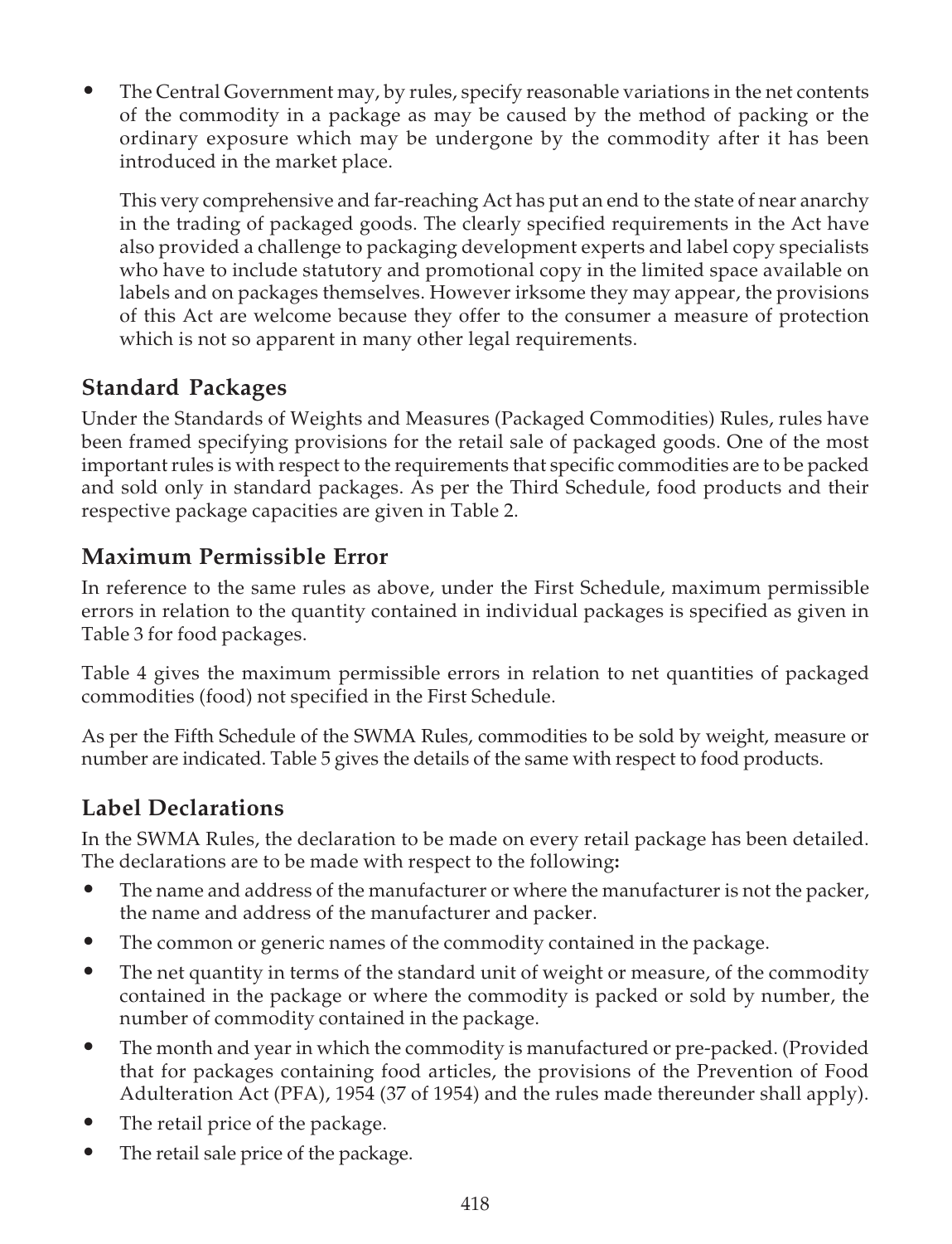- The Central Government may, by rules, specify reasonable variations in the net contents of the commodity in a package as may be caused by the method of packing or the ordinary exposure which may be undergone by the commodity after it has been introduced in the market place.

  This very comprehensive and far-reaching Act has put an end to the state of near anarchy in the trading of packaged goods. The clearly specified requirements in the Act have also provided a challenge to packaging development experts and label copy specialists who have to include statutory and promotional copy in the limited space available on labels and on packages themselves. However irksome they may appear, the provisions of this Act are welcome because they offer to the consumer a measure of protection which is not so apparent in many other legal requirements.

## Standard Packages

Under the Standards of Weights and Measures (Packaged Commodities) Rules, rules have been framed specifying provisions for the retail sale of packaged goods. One of the most important rules is with respect to the requirements that specific commodities are to be packed and sold only in standard packages. As per the Third Schedule, food products and their respective package capacities are given in Table 2.

## Maximum Permissible Error

In reference to the same rules as above, under the First Schedule, maximum permissible errors in relation to the quantity contained in individual packages is specified as given in Table 3 for food packages.

Table 4 gives the maximum permissible errors in relation to net quantities of packaged commodities (food) not specified in the First Schedule.

As per the Fifth Schedule of the SWMA Rules, commodities to be sold by weight, measure or number are indicated. Table 5 gives the details of the same with respect to food products.

## Label Declarations

In the SWMA Rules, the declaration to be made on every retail package has been detailed. The declarations are to be made with respect to the following**:**

- The name and address of the manufacturer or where the manufacturer is not the packer, the name and address of the manufacturer and packer.
- The common or generic names of the commodity contained in the package.
- The net quantity in terms of the standard unit of weight or measure, of the commodity contained in the package or where the commodity is packed or sold by number, the number of commodity contained in the package.
- The month and year in which the commodity is manufactured or pre-packed. (Provided that for packages containing food articles, the provisions of the Prevention of Food Adulteration Act (PFA), 1954 (37 of 1954) and the rules made thereunder shall apply).
- The retail price of the package.
- The retail sale price of the package.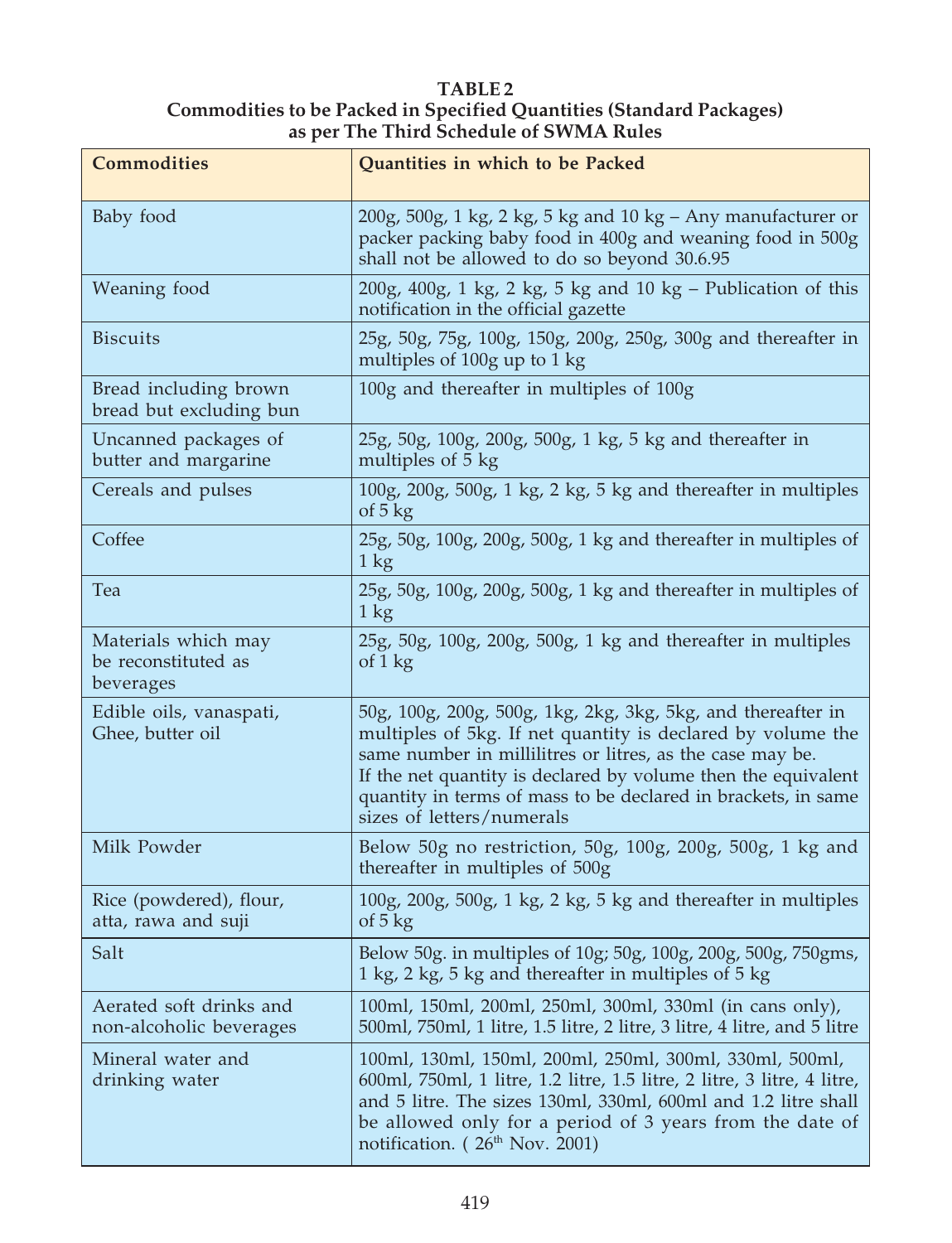**TABLE 2**
**Commodities to be Packed in Specified Quantities (Standard Packages) as per The Third Schedule of SWMA Rules**

| Commodities | Quantities in which to be Packed |
|---|---|
| Baby food | 200g, 500g, 1 kg, 2 kg, 5 kg and 10 kg – Any manufacturer or packer packing baby food in 400g and weaning food in 500g shall not be allowed to do so beyond 30.6.95 |
| Weaning food | 200g, 400g, 1 kg, 2 kg, 5 kg and 10 kg – Publication of this notification in the official gazette |
| Biscuits | 25g, 50g, 75g, 100g, 150g, 200g, 250g, 300g and thereafter in multiples of 100g up to 1 kg |
| Bread including brown bread but excluding bun | 100g and thereafter in multiples of 100g |
| Uncanned packages of butter and margarine | 25g, 50g, 100g, 200g, 500g, 1 kg, 5 kg and thereafter in multiples of 5 kg |
| Cereals and pulses | 100g, 200g, 500g, 1 kg, 2 kg, 5 kg and thereafter in multiples of 5 kg |
| Coffee | 25g, 50g, 100g, 200g, 500g, 1 kg and thereafter in multiples of 1 kg |
| Tea | 25g, 50g, 100g, 200g, 500g, 1 kg and thereafter in multiples of 1 kg |
| Materials which may be reconstituted as beverages | 25g, 50g, 100g, 200g, 500g, 1 kg and thereafter in multiples of 1 kg |
| Edible oils, vanaspati, Ghee, butter oil | 50g, 100g, 200g, 500g, 1kg, 2kg, 3kg, 5kg, and thereafter in multiples of 5kg. If net quantity is declared by volume the same number in millilitres or litres, as the case may be. If the net quantity is declared by volume then the equivalent quantity in terms of mass to be declared in brackets, in same sizes of letters/numerals |
| Milk Powder | Below 50g no restriction, 50g, 100g, 200g, 500g, 1 kg and thereafter in multiples of 500g |
| Rice (powdered), flour, atta, rawa and suji | 100g, 200g, 500g, 1 kg, 2 kg, 5 kg and thereafter in multiples of 5 kg |
| Salt | Below 50g. in multiples of 10g; 50g, 100g, 200g, 500g, 750gms, 1 kg, 2 kg, 5 kg and thereafter in multiples of 5 kg |
| Aerated soft drinks and non-alcoholic beverages | 100ml, 150ml, 200ml, 250ml, 300ml, 330ml (in cans only), 500ml, 750ml, 1 litre, 1.5 litre, 2 litre, 3 litre, 4 litre, and 5 litre |
| Mineral water and drinking water | 100ml, 130ml, 150ml, 200ml, 250ml, 300ml, 330ml, 500ml, 600ml, 750ml, 1 litre, 1.2 litre, 1.5 litre, 2 litre, 3 litre, 4 litre, and 5 litre. The sizes 130ml, 330ml, 600ml and 1.2 litre shall be allowed only for a period of 3 years from the date of notification. ( 26th Nov. 2001) |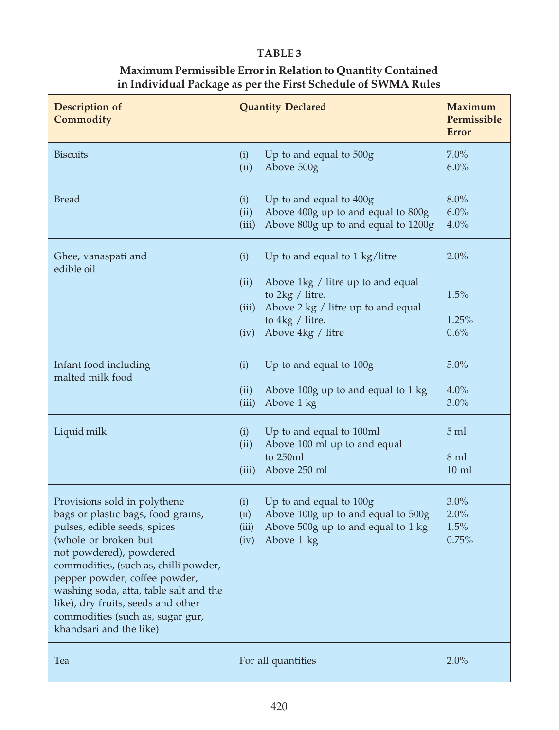**TABLE 3**

**Maximum Permissible Error in Relation to Quantity Contained in Individual Package as per the First Schedule of SWMA Rules**

| Description of Commodity | Quantity Declared | Maximum Permissible Error |
|---|---|---|
| Biscuits | (i) Up to and equal to 500g<br>(ii) Above 500g | 7.0%<br>6.0% |
| Bread | (i) Up to and equal to 400g<br>(ii) Above 400g up to and equal to 800g<br>(iii) Above 800g up to and equal to 1200g | 8.0%<br>6.0%<br>4.0% |
| Ghee, vanaspati and edible oil | (i) Up to and equal to 1 kg/litre<br>(ii) Above 1kg / litre up to and equal to 2kg / litre.<br>(iii) Above 2 kg / litre up to and equal to 4kg / litre.<br>(iv) Above 4kg / litre | 2.0%<br>1.5%<br>1.25%<br>0.6% |
| Infant food including malted milk food | (i) Up to and equal to 100g<br>(ii) Above 100g up to and equal to 1 kg<br>(iii) Above 1 kg | 5.0%<br>4.0%<br>3.0% |
| Liquid milk | (i) Up to and equal to 100ml<br>(ii) Above 100 ml up to and equal to 250ml<br>(iii) Above 250 ml | 5 ml<br>8 ml<br>10 ml |
| Provisions sold in polythene bags or plastic bags, food grains, pulses, edible seeds, spices (whole or broken but not powdered), powdered commodities, (such as, chilli powder, pepper powder, coffee powder, washing soda, atta, table salt and the like), dry fruits, seeds and other commodities (such as, sugar gur, khandsari and the like) | (i) Up to and equal to 100g<br>(ii) Above 100g up to and equal to 500g<br>(iii) Above 500g up to and equal to 1 kg<br>(iv) Above 1 kg | 3.0%<br>2.0%<br>1.5%<br>0.75% |
| Tea | For all quantities | 2.0% |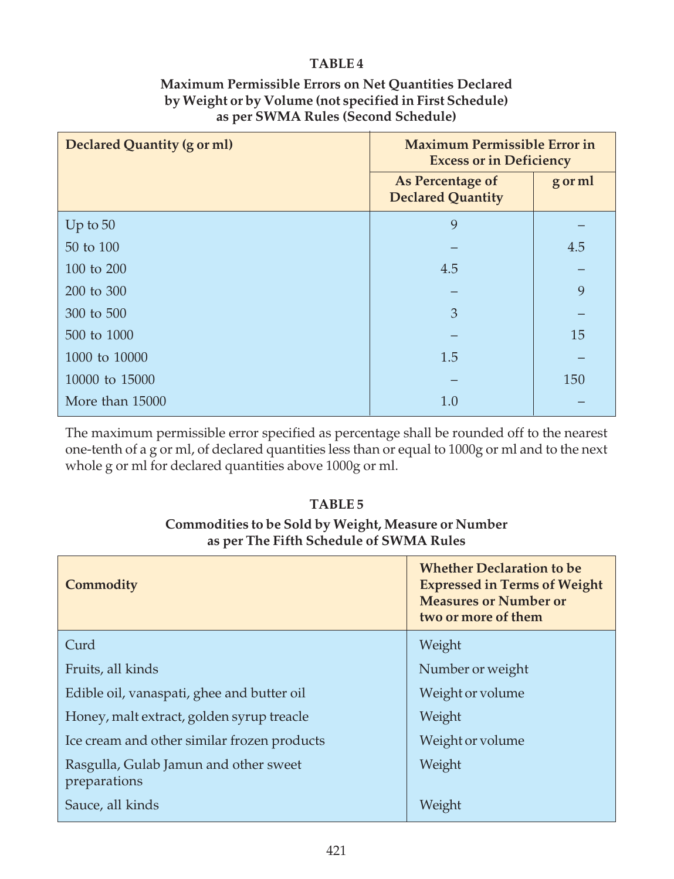**TABLE 4**

**Maximum Permissible Errors on Net Quantities Declared by Weight or by Volume (not specified in First Schedule) as per SWMA Rules (Second Schedule)**

| Declared Quantity (g or ml) | Maximum Permissible Error in Excess or in Deficiency | |
|---|---|---|
| | As Percentage of Declared Quantity | g or ml |
| Up to 50 | 9 | – |
| 50 to 100 | – | 4.5 |
| 100 to 200 | 4.5 | – |
| 200 to 300 | – | 9 |
| 300 to 500 | 3 | – |
| 500 to 1000 | – | 15 |
| 1000 to 10000 | 1.5 | – |
| 10000 to 15000 | – | 150 |
| More than 15000 | 1.0 | – |

The maximum permissible error specified as percentage shall be rounded off to the nearest one-tenth of a g or ml, of declared quantities less than or equal to 1000g or ml and to the next whole g or ml for declared quantities above 1000g or ml.

**TABLE 5**

**Commodities to be Sold by Weight, Measure or Number as per The Fifth Schedule of SWMA Rules**

| Commodity | Whether Declaration to be Expressed in Terms of Weight Measures or Number or two or more of them |
|---|---|
| Curd | Weight |
| Fruits, all kinds | Number or weight |
| Edible oil, vanaspati, ghee and butter oil | Weight or volume |
| Honey, malt extract, golden syrup treacle | Weight |
| Ice cream and other similar frozen products | Weight or volume |
| Rasgulla, Gulab Jamun and other sweet preparations | Weight |
| Sauce, all kinds | Weight |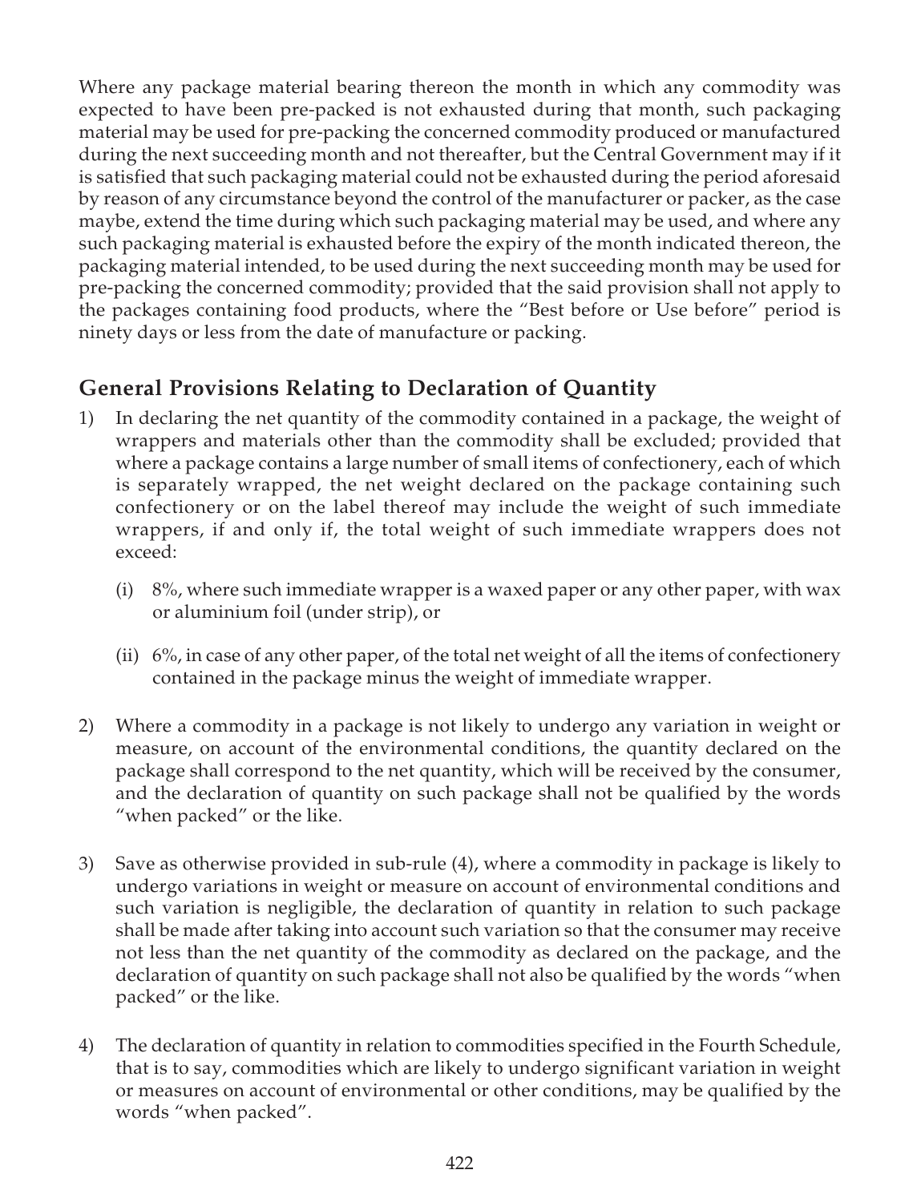Where any package material bearing thereon the month in which any commodity was expected to have been pre-packed is not exhausted during that month, such packaging material may be used for pre-packing the concerned commodity produced or manufactured during the next succeeding month and not thereafter, but the Central Government may if it is satisfied that such packaging material could not be exhausted during the period aforesaid by reason of any circumstance beyond the control of the manufacturer or packer, as the case maybe, extend the time during which such packaging material may be used, and where any such packaging material is exhausted before the expiry of the month indicated thereon, the packaging material intended, to be used during the next succeeding month may be used for pre-packing the concerned commodity; provided that the said provision shall not apply to the packages containing food products, where the "Best before or Use before" period is ninety days or less from the date of manufacture or packing.

## General Provisions Relating to Declaration of Quantity

1) In declaring the net quantity of the commodity contained in a package, the weight of wrappers and materials other than the commodity shall be excluded; provided that where a package contains a large number of small items of confectionery, each of which is separately wrapped, the net weight declared on the package containing such confectionery or on the label thereof may include the weight of such immediate wrappers, if and only if, the total weight of such immediate wrappers does not exceed:

   (i) 8%, where such immediate wrapper is a waxed paper or any other paper, with wax or aluminium foil (under strip), or

   (ii) 6%, in case of any other paper, of the total net weight of all the items of confectionery contained in the package minus the weight of immediate wrapper.

2) Where a commodity in a package is not likely to undergo any variation in weight or measure, on account of the environmental conditions, the quantity declared on the package shall correspond to the net quantity, which will be received by the consumer, and the declaration of quantity on such package shall not be qualified by the words "when packed" or the like.

3) Save as otherwise provided in sub-rule (4), where a commodity in package is likely to undergo variations in weight or measure on account of environmental conditions and such variation is negligible, the declaration of quantity in relation to such package shall be made after taking into account such variation so that the consumer may receive not less than the net quantity of the commodity as declared on the package, and the declaration of quantity on such package shall not also be qualified by the words "when packed" or the like.

4) The declaration of quantity in relation to commodities specified in the Fourth Schedule, that is to say, commodities which are likely to undergo significant variation in weight or measures on account of environmental or other conditions, may be qualified by the words "when packed".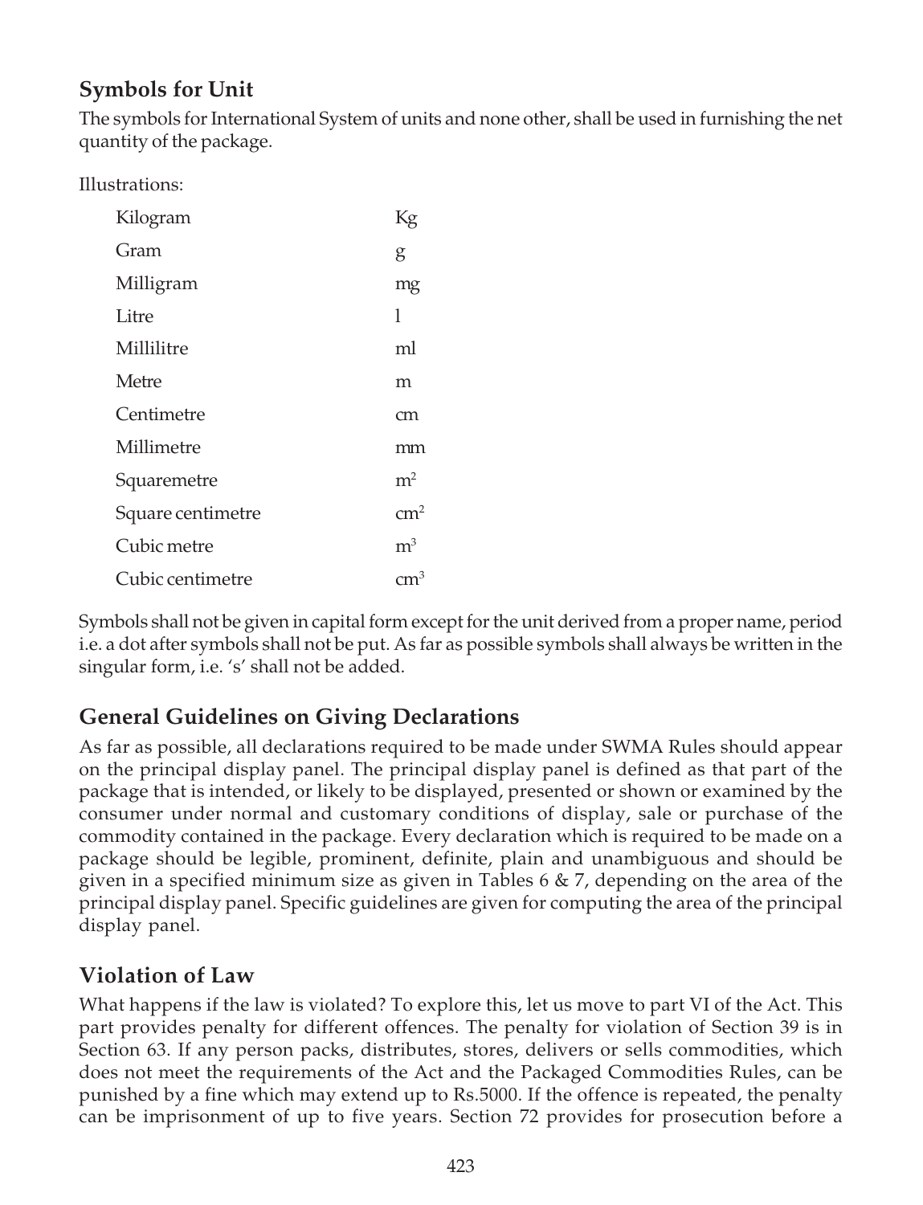## Symbols for Unit

The symbols for International System of units and none other, shall be used in furnishing the net quantity of the package.

Illustrations:

| | |
|---|---|
| Kilogram | Kg |
| Gram | g |
| Milligram | mg |
| Litre | l |
| Millilitre | ml |
| Metre | m |
| Centimetre | cm |
| Millimetre | mm |
| Squaremetre | $m^2$ |
| Square centimetre | $cm^2$ |
| Cubic metre | $m^3$ |
| Cubic centimetre | $cm^3$ |

Symbols shall not be given in capital form except for the unit derived from a proper name, period i.e. a dot after symbols shall not be put. As far as possible symbols shall always be written in the singular form, i.e. 's' shall not be added.

## General Guidelines on Giving Declarations

As far as possible, all declarations required to be made under SWMA Rules should appear on the principal display panel. The principal display panel is defined as that part of the package that is intended, or likely to be displayed, presented or shown or examined by the consumer under normal and customary conditions of display, sale or purchase of the commodity contained in the package. Every declaration which is required to be made on a package should be legible, prominent, definite, plain and unambiguous and should be given in a specified minimum size as given in Tables 6 & 7, depending on the area of the principal display panel. Specific guidelines are given for computing the area of the principal display panel.

## Violation of Law

What happens if the law is violated? To explore this, let us move to part VI of the Act. This part provides penalty for different offences. The penalty for violation of Section 39 is in Section 63. If any person packs, distributes, stores, delivers or sells commodities, which does not meet the requirements of the Act and the Packaged Commodities Rules, can be punished by a fine which may extend up to Rs.5000. If the offence is repeated, the penalty can be imprisonment of up to five years. Section 72 provides for prosecution before a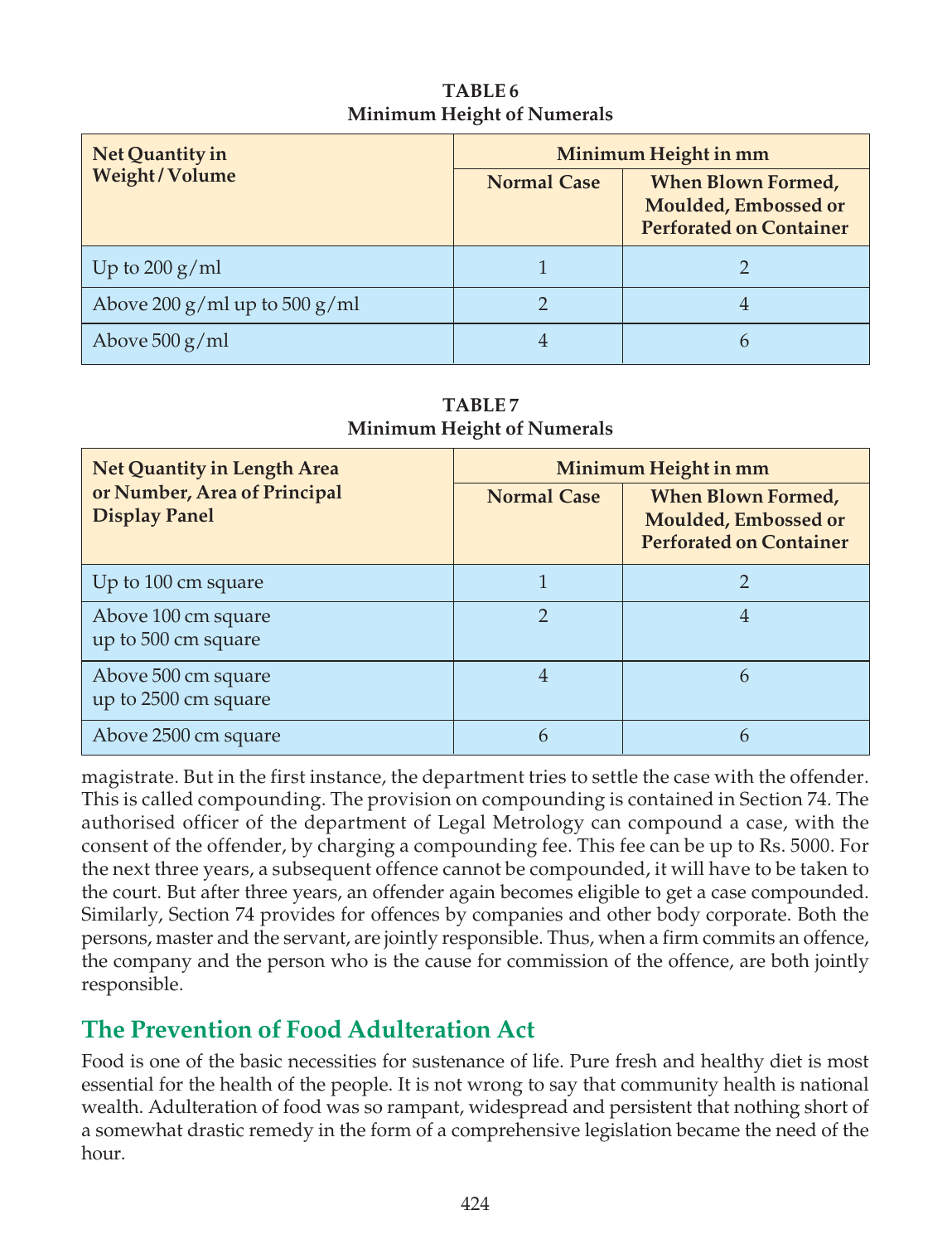**TABLE 6**
**Minimum Height of Numerals**

| Net Quantity in Weight / Volume | Minimum Height in mm | |
|---|---|---|
| | Normal Case | When Blown Formed, Moulded, Embossed or Perforated on Container |
| Up to 200 g/ml | 1 | 2 |
| Above 200 g/ml up to 500 g/ml | 2 | 4 |
| Above 500 g/ml | 4 | 6 |

**TABLE 7**
**Minimum Height of Numerals**

| Net Quantity in Length Area or Number, Area of Principal Display Panel | Minimum Height in mm | |
|---|---|---|
| | Normal Case | When Blown Formed, Moulded, Embossed or Perforated on Container |
| Up to 100 cm square | 1 | 2 |
| Above 100 cm square up to 500 cm square | 2 | 4 |
| Above 500 cm square up to 2500 cm square | 4 | 6 |
| Above 2500 cm square | 6 | 6 |

magistrate. But in the first instance, the department tries to settle the case with the offender. This is called compounding. The provision on compounding is contained in Section 74. The authorised officer of the department of Legal Metrology can compound a case, with the consent of the offender, by charging a compounding fee. This fee can be up to Rs. 5000. For the next three years, a subsequent offence cannot be compounded, it will have to be taken to the court. But after three years, an offender again becomes eligible to get a case compounded. Similarly, Section 74 provides for offences by companies and other body corporate. Both the persons, master and the servant, are jointly responsible. Thus, when a firm commits an offence, the company and the person who is the cause for commission of the offence, are both jointly responsible.

## The Prevention of Food Adulteration Act

Food is one of the basic necessities for sustenance of life. Pure fresh and healthy diet is most essential for the health of the people. It is not wrong to say that community health is national wealth. Adulteration of food was so rampant, widespread and persistent that nothing short of a somewhat drastic remedy in the form of a comprehensive legislation became the need of the hour.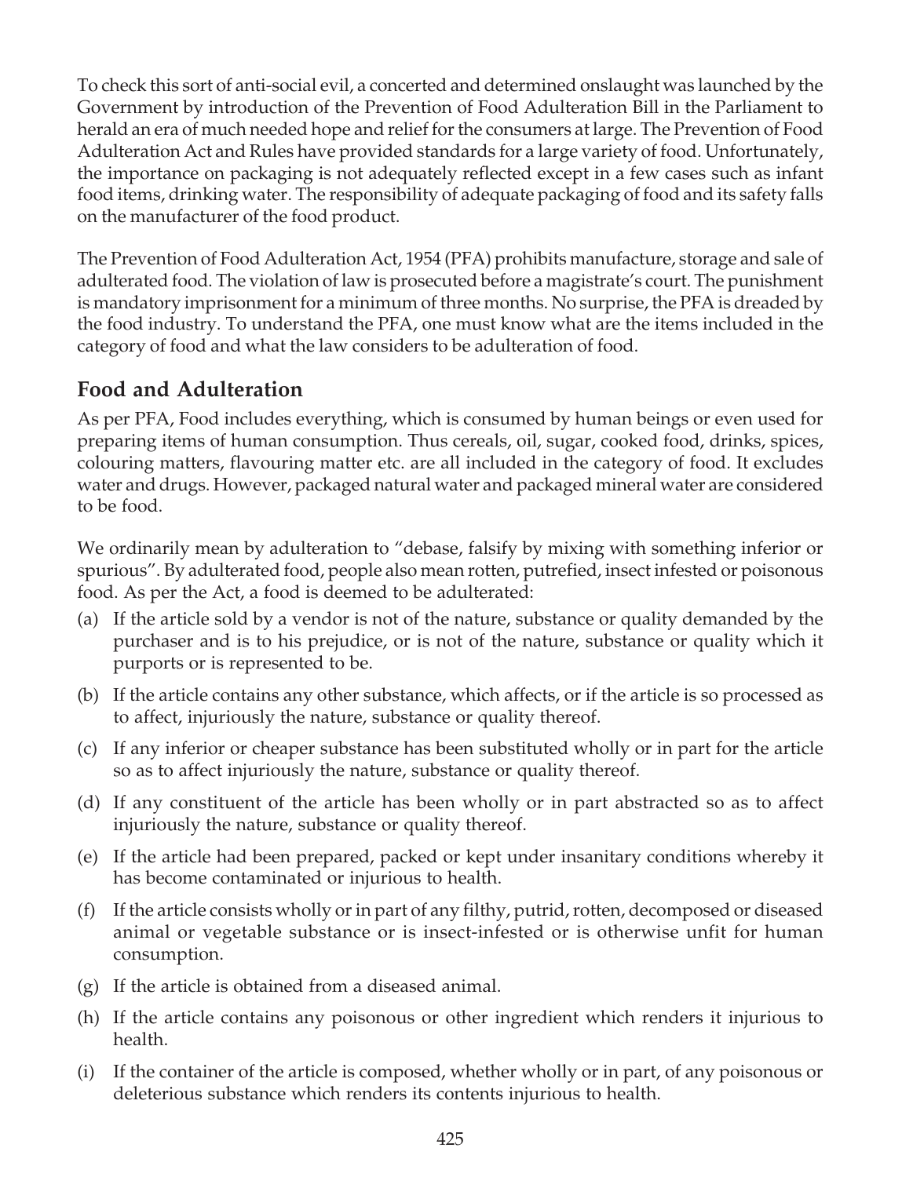To check this sort of anti-social evil, a concerted and determined onslaught was launched by the Government by introduction of the Prevention of Food Adulteration Bill in the Parliament to herald an era of much needed hope and relief for the consumers at large. The Prevention of Food Adulteration Act and Rules have provided standards for a large variety of food. Unfortunately, the importance on packaging is not adequately reflected except in a few cases such as infant food items, drinking water. The responsibility of adequate packaging of food and its safety falls on the manufacturer of the food product.

The Prevention of Food Adulteration Act, 1954 (PFA) prohibits manufacture, storage and sale of adulterated food. The violation of law is prosecuted before a magistrate's court. The punishment is mandatory imprisonment for a minimum of three months. No surprise, the PFA is dreaded by the food industry. To understand the PFA, one must know what are the items included in the category of food and what the law considers to be adulteration of food.

## Food and Adulteration

As per PFA, Food includes everything, which is consumed by human beings or even used for preparing items of human consumption. Thus cereals, oil, sugar, cooked food, drinks, spices, colouring matters, flavouring matter etc. are all included in the category of food. It excludes water and drugs. However, packaged natural water and packaged mineral water are considered to be food.

We ordinarily mean by adulteration to "debase, falsify by mixing with something inferior or spurious". By adulterated food, people also mean rotten, putrefied, insect infested or poisonous food. As per the Act, a food is deemed to be adulterated:

(a) If the article sold by a vendor is not of the nature, substance or quality demanded by the purchaser and is to his prejudice, or is not of the nature, substance or quality which it purports or is represented to be.

(b) If the article contains any other substance, which affects, or if the article is so processed as to affect, injuriously the nature, substance or quality thereof.

(c) If any inferior or cheaper substance has been substituted wholly or in part for the article so as to affect injuriously the nature, substance or quality thereof.

(d) If any constituent of the article has been wholly or in part abstracted so as to affect injuriously the nature, substance or quality thereof.

(e) If the article had been prepared, packed or kept under insanitary conditions whereby it has become contaminated or injurious to health.

(f) If the article consists wholly or in part of any filthy, putrid, rotten, decomposed or diseased animal or vegetable substance or is insect-infested or is otherwise unfit for human consumption.

(g) If the article is obtained from a diseased animal.

(h) If the article contains any poisonous or other ingredient which renders it injurious to health.

(i) If the container of the article is composed, whether wholly or in part, of any poisonous or deleterious substance which renders its contents injurious to health.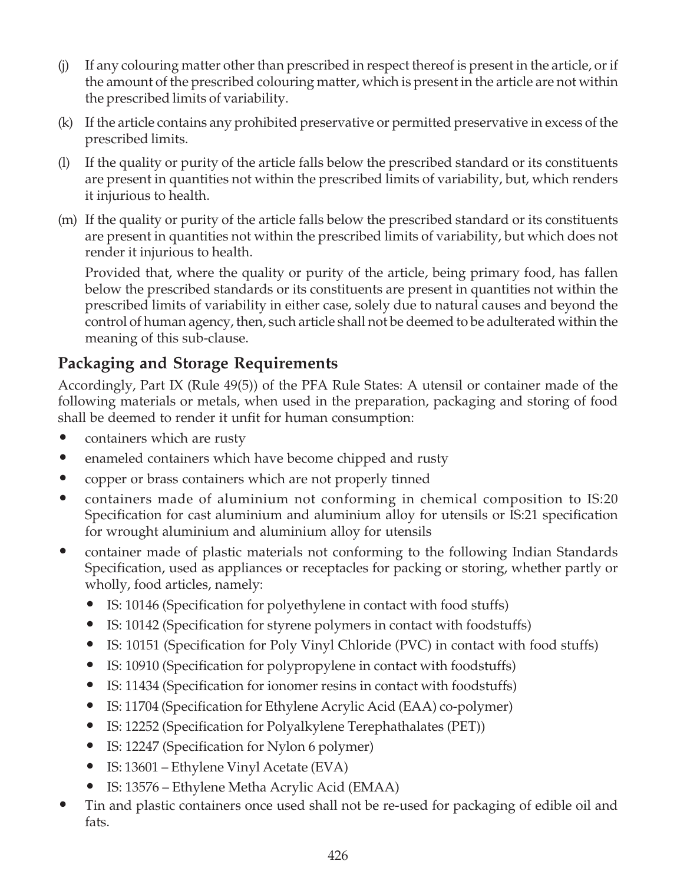(j) If any colouring matter other than prescribed in respect thereof is present in the article, or if the amount of the prescribed colouring matter, which is present in the article are not within the prescribed limits of variability.

(k) If the article contains any prohibited preservative or permitted preservative in excess of the prescribed limits.

(l) If the quality or purity of the article falls below the prescribed standard or its constituents are present in quantities not within the prescribed limits of variability, but, which renders it injurious to health.

(m) If the quality or purity of the article falls below the prescribed standard or its constituents are present in quantities not within the prescribed limits of variability, but which does not render it injurious to health.

Provided that, where the quality or purity of the article, being primary food, has fallen below the prescribed standards or its constituents are present in quantities not within the prescribed limits of variability in either case, solely due to natural causes and beyond the control of human agency, then, such article shall not be deemed to be adulterated within the meaning of this sub-clause.

## Packaging and Storage Requirements

Accordingly, Part IX (Rule 49(5)) of the PFA Rule States: A utensil or container made of the following materials or metals, when used in the preparation, packaging and storing of food shall be deemed to render it unfit for human consumption:

- containers which are rusty
- enameled containers which have become chipped and rusty
- copper or brass containers which are not properly tinned
- containers made of aluminium not conforming in chemical composition to IS:20 Specification for cast aluminium and aluminium alloy for utensils or IS:21 specification for wrought aluminium and aluminium alloy for utensils
- container made of plastic materials not conforming to the following Indian Standards Specification, used as appliances or receptacles for packing or storing, whether partly or wholly, food articles, namely:
  - IS: 10146 (Specification for polyethylene in contact with food stuffs)
  - IS: 10142 (Specification for styrene polymers in contact with foodstuffs)
  - IS: 10151 (Specification for Poly Vinyl Chloride (PVC) in contact with food stuffs)
  - IS: 10910 (Specification for polypropylene in contact with foodstuffs)
  - IS: 11434 (Specification for ionomer resins in contact with foodstuffs)
  - IS: 11704 (Specification for Ethylene Acrylic Acid (EAA) co-polymer)
  - IS: 12252 (Specification for Polyalkylene Terephathalates (PET))
  - IS: 12247 (Specification for Nylon 6 polymer)
  - IS: 13601 – Ethylene Vinyl Acetate (EVA)
  - IS: 13576 – Ethylene Metha Acrylic Acid (EMAA)
- Tin and plastic containers once used shall not be re-used for packaging of edible oil and fats.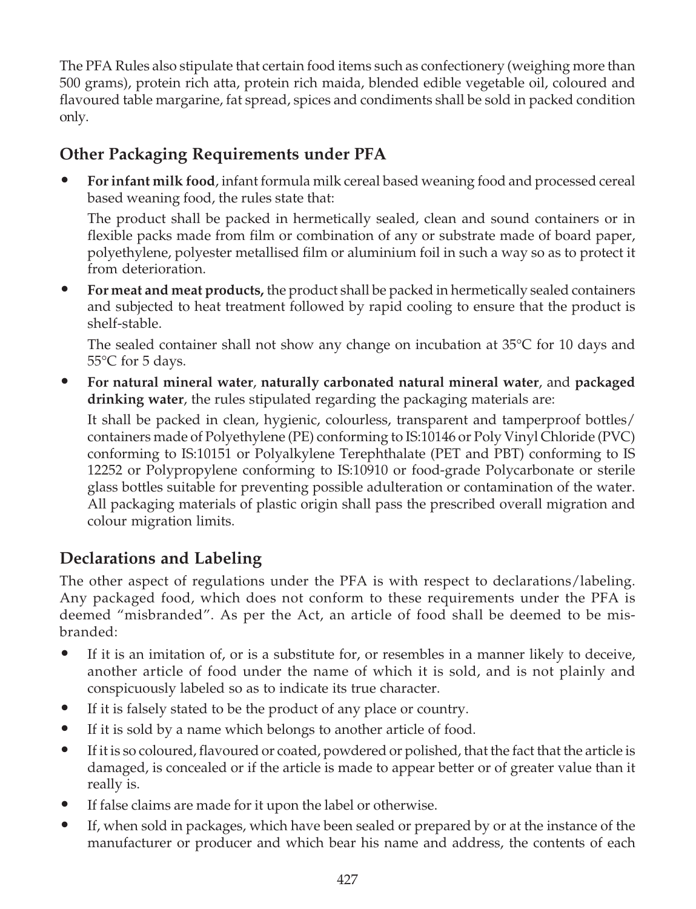The PFA Rules also stipulate that certain food items such as confectionery (weighing more than 500 grams), protein rich atta, protein rich maida, blended edible vegetable oil, coloured and flavoured table margarine, fat spread, spices and condiments shall be sold in packed condition only.

## Other Packaging Requirements under PFA

- **For infant milk food**, infant formula milk cereal based weaning food and processed cereal based weaning food, the rules state that:

  The product shall be packed in hermetically sealed, clean and sound containers or in flexible packs made from film or combination of any or substrate made of board paper, polyethylene, polyester metallised film or aluminium foil in such a way so as to protect it from deterioration.

- **For meat and meat products,** the product shall be packed in hermetically sealed containers and subjected to heat treatment followed by rapid cooling to ensure that the product is shelf-stable.

  The sealed container shall not show any change on incubation at 35°C for 10 days and 55°C for 5 days.

- **For natural mineral water**, **naturally carbonated natural mineral water**, and **packaged drinking water**, the rules stipulated regarding the packaging materials are:

  It shall be packed in clean, hygienic, colourless, transparent and tamperproof bottles/ containers made of Polyethylene (PE) conforming to IS:10146 or Poly Vinyl Chloride (PVC) conforming to IS:10151 or Polyalkylene Terephthalate (PET and PBT) conforming to IS 12252 or Polypropylene conforming to IS:10910 or food-grade Polycarbonate or sterile glass bottles suitable for preventing possible adulteration or contamination of the water. All packaging materials of plastic origin shall pass the prescribed overall migration and colour migration limits.

## Declarations and Labeling

The other aspect of regulations under the PFA is with respect to declarations/labeling. Any packaged food, which does not conform to these requirements under the PFA is deemed "misbranded". As per the Act, an article of food shall be deemed to be misbranded:

- If it is an imitation of, or is a substitute for, or resembles in a manner likely to deceive, another article of food under the name of which it is sold, and is not plainly and conspicuously labeled so as to indicate its true character.
- If it is falsely stated to be the product of any place or country.
- If it is sold by a name which belongs to another article of food.
- If it is so coloured, flavoured or coated, powdered or polished, that the fact that the article is damaged, is concealed or if the article is made to appear better or of greater value than it really is.
- If false claims are made for it upon the label or otherwise.
- If, when sold in packages, which have been sealed or prepared by or at the instance of the manufacturer or producer and which bear his name and address, the contents of each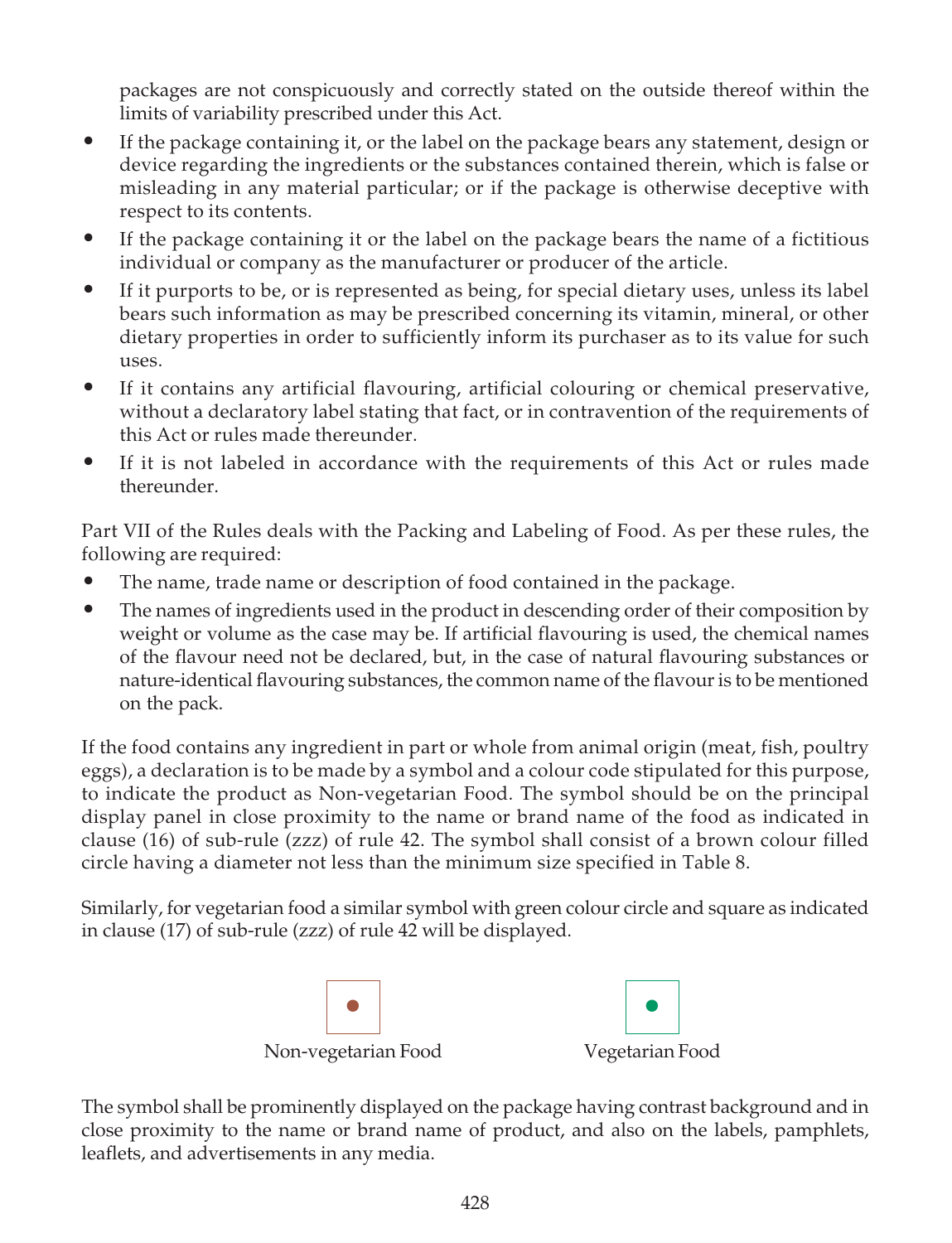packages are not conspicuously and correctly stated on the outside thereof within the limits of variability prescribed under this Act.

- If the package containing it, or the label on the package bears any statement, design or device regarding the ingredients or the substances contained therein, which is false or misleading in any material particular; or if the package is otherwise deceptive with respect to its contents.
- If the package containing it or the label on the package bears the name of a fictitious individual or company as the manufacturer or producer of the article.
- If it purports to be, or is represented as being, for special dietary uses, unless its label bears such information as may be prescribed concerning its vitamin, mineral, or other dietary properties in order to sufficiently inform its purchaser as to its value for such uses.
- If it contains any artificial flavouring, artificial colouring or chemical preservative, without a declaratory label stating that fact, or in contravention of the requirements of this Act or rules made thereunder.
- If it is not labeled in accordance with the requirements of this Act or rules made thereunder.

Part VII of the Rules deals with the Packing and Labeling of Food. As per these rules, the following are required:

- The name, trade name or description of food contained in the package.
- The names of ingredients used in the product in descending order of their composition by weight or volume as the case may be. If artificial flavouring is used, the chemical names of the flavour need not be declared, but, in the case of natural flavouring substances or nature-identical flavouring substances, the common name of the flavour is to be mentioned on the pack.

If the food contains any ingredient in part or whole from animal origin (meat, fish, poultry eggs), a declaration is to be made by a symbol and a colour code stipulated for this purpose, to indicate the product as Non-vegetarian Food. The symbol should be on the principal display panel in close proximity to the name or brand name of the food as indicated in clause (16) of sub-rule (zzz) of rule 42. The symbol shall consist of a brown colour filled circle having a diameter not less than the minimum size specified in Table 8.

Similarly, for vegetarian food a similar symbol with green colour circle and square as indicated in clause (17) of sub-rule (zzz) of rule 42 will be displayed.

Non-vegetarian Food

Vegetarian Food

The symbol shall be prominently displayed on the package having contrast background and in close proximity to the name or brand name of product, and also on the labels, pamphlets, leaflets, and advertisements in any media.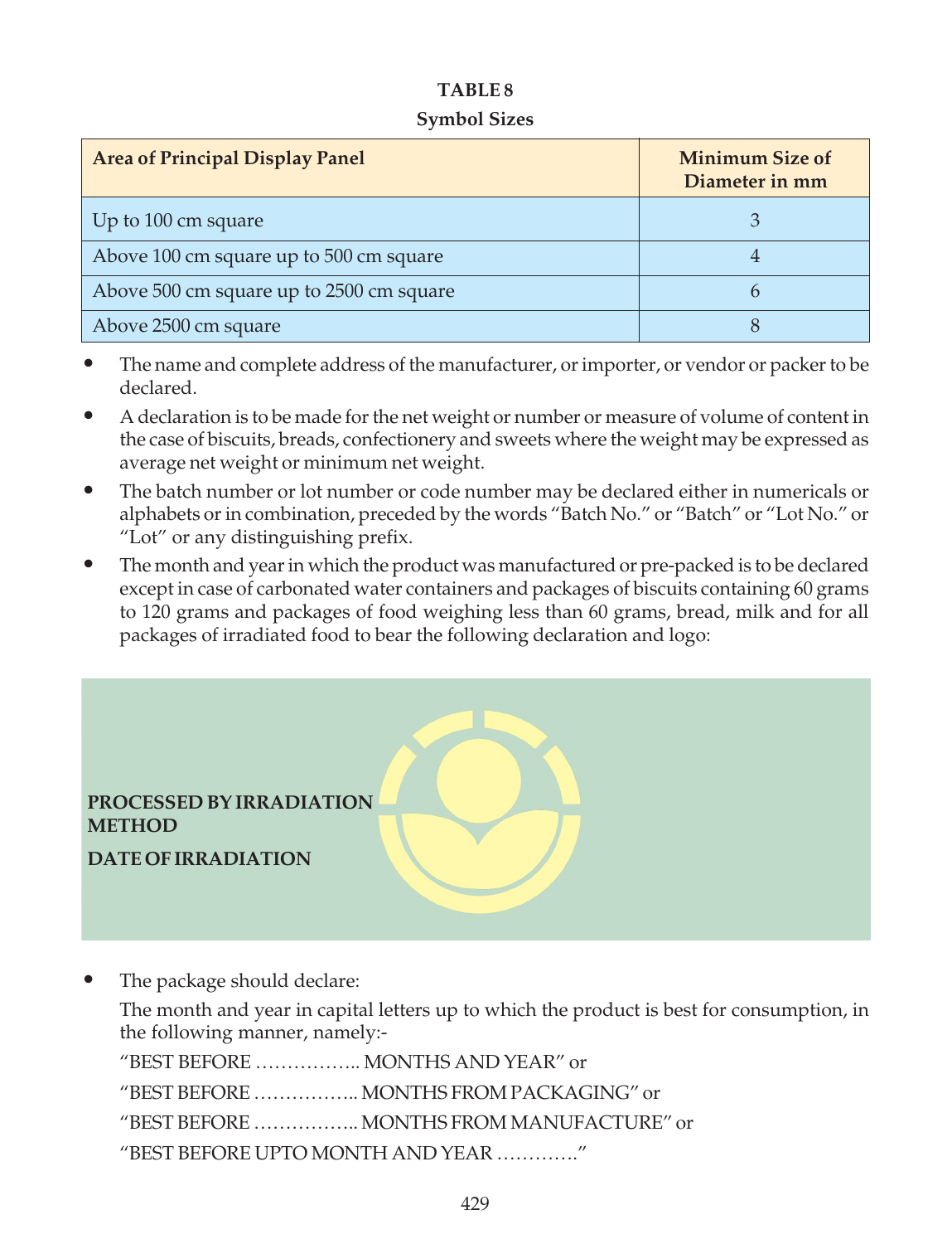**TABLE 8**

**Symbol Sizes**

| Area of Principal Display Panel | Minimum Size of Diameter in mm |
|---|---|
| Up to 100 cm square | 3 |
| Above 100 cm square up to 500 cm square | 4 |
| Above 500 cm square up to 2500 cm square | 6 |
| Above 2500 cm square | 8 |

- The name and complete address of the manufacturer, or importer, or vendor or packer to be declared.
- A declaration is to be made for the net weight or number or measure of volume of content in the case of biscuits, breads, confectionery and sweets where the weight may be expressed as average net weight or minimum net weight.
- The batch number or lot number or code number may be declared either in numericals or alphabets or in combination, preceded by the words "Batch No." or "Batch" or "Lot No." or "Lot" or any distinguishing prefix.
- The month and year in which the product was manufactured or pre-packed is to be declared except in case of carbonated water containers and packages of biscuits containing 60 grams to 120 grams and packages of food weighing less than 60 grams, bread, milk and for all packages of irradiated food to bear the following declaration and logo:

**PROCESSED BY IRRADIATION METHOD**

**DATE OF IRRADIATION**

- The package should declare:

  The month and year in capital letters up to which the product is best for consumption, in the following manner, namely:-

  "BEST BEFORE …………….. MONTHS AND YEAR" or

  "BEST BEFORE …………….. MONTHS FROM PACKAGING" or

  "BEST BEFORE …………….. MONTHS FROM MANUFACTURE" or

  "BEST BEFORE UPTO MONTH AND YEAR …………."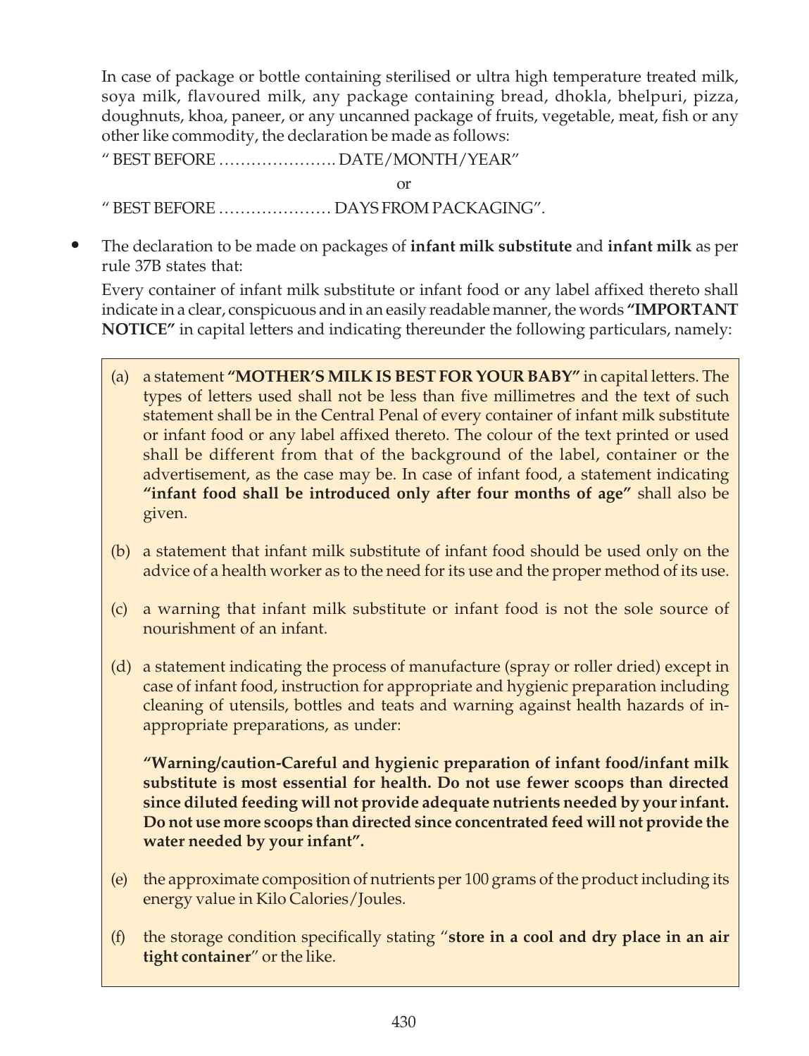In case of package or bottle containing sterilised or ultra high temperature treated milk, soya milk, flavoured milk, any package containing bread, dhokla, bhelpuri, pizza, doughnuts, khoa, paneer, or any uncanned package of fruits, vegetable, meat, fish or any other like commodity, the declaration be made as follows:

" BEST BEFORE …………………. DATE/MONTH/YEAR"

or

" BEST BEFORE ………………… DAYS FROM PACKAGING".

- The declaration to be made on packages of **infant milk substitute** and **infant milk** as per rule 37B states that:

  Every container of infant milk substitute or infant food or any label affixed thereto shall indicate in a clear, conspicuous and in an easily readable manner, the words **"IMPORTANT NOTICE"** in capital letters and indicating thereunder the following particulars, namely:

(a) a statement **"MOTHER'S MILK IS BEST FOR YOUR BABY"** in capital letters. The types of letters used shall not be less than five millimetres and the text of such statement shall be in the Central Penal of every container of infant milk substitute or infant food or any label affixed thereto. The colour of the text printed or used shall be different from that of the background of the label, container or the advertisement, as the case may be. In case of infant food, a statement indicating **"infant food shall be introduced only after four months of age"** shall also be given.

(b) a statement that infant milk substitute of infant food should be used only on the advice of a health worker as to the need for its use and the proper method of its use.

(c) a warning that infant milk substitute or infant food is not the sole source of nourishment of an infant.

(d) a statement indicating the process of manufacture (spray or roller dried) except in case of infant food, instruction for appropriate and hygienic preparation including cleaning of utensils, bottles and teats and warning against health hazards of inappropriate preparations, as under:

**"Warning/caution-Careful and hygienic preparation of infant food/infant milk substitute is most essential for health. Do not use fewer scoops than directed since diluted feeding will not provide adequate nutrients needed by your infant. Do not use more scoops than directed since concentrated feed will not provide the water needed by your infant".**

(e) the approximate composition of nutrients per 100 grams of the product including its energy value in Kilo Calories/Joules.

(f) the storage condition specifically stating "**store in a cool and dry place in an air tight container**" or the like.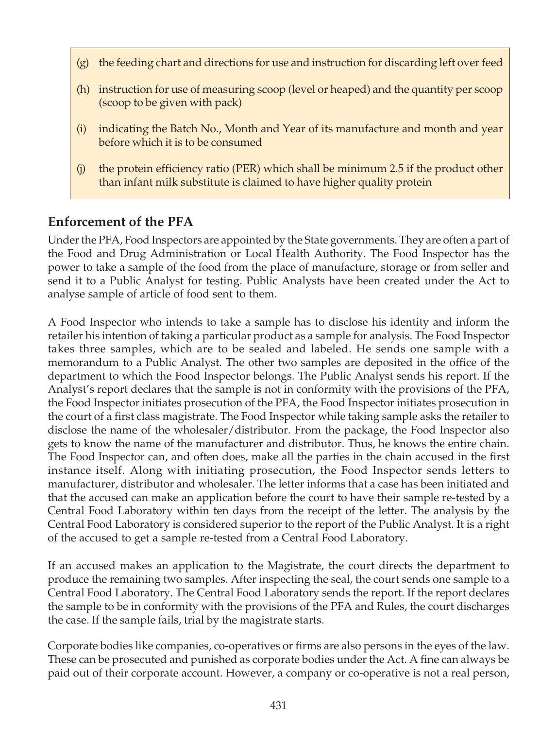(g) the feeding chart and directions for use and instruction for discarding left over feed

(h) instruction for use of measuring scoop (level or heaped) and the quantity per scoop (scoop to be given with pack)

(i) indicating the Batch No., Month and Year of its manufacture and month and year before which it is to be consumed

(j) the protein efficiency ratio (PER) which shall be minimum 2.5 if the product other than infant milk substitute is claimed to have higher quality protein

## Enforcement of the PFA

Under the PFA, Food Inspectors are appointed by the State governments. They are often a part of the Food and Drug Administration or Local Health Authority. The Food Inspector has the power to take a sample of the food from the place of manufacture, storage or from seller and send it to a Public Analyst for testing. Public Analysts have been created under the Act to analyse sample of article of food sent to them.

A Food Inspector who intends to take a sample has to disclose his identity and inform the retailer his intention of taking a particular product as a sample for analysis. The Food Inspector takes three samples, which are to be sealed and labeled. He sends one sample with a memorandum to a Public Analyst. The other two samples are deposited in the office of the department to which the Food Inspector belongs. The Public Analyst sends his report. If the Analyst's report declares that the sample is not in conformity with the provisions of the PFA, the Food Inspector initiates prosecution of the PFA, the Food Inspector initiates prosecution in the court of a first class magistrate. The Food Inspector while taking sample asks the retailer to disclose the name of the wholesaler/distributor. From the package, the Food Inspector also gets to know the name of the manufacturer and distributor. Thus, he knows the entire chain. The Food Inspector can, and often does, make all the parties in the chain accused in the first instance itself. Along with initiating prosecution, the Food Inspector sends letters to manufacturer, distributor and wholesaler. The letter informs that a case has been initiated and that the accused can make an application before the court to have their sample re-tested by a Central Food Laboratory within ten days from the receipt of the letter. The analysis by the Central Food Laboratory is considered superior to the report of the Public Analyst. It is a right of the accused to get a sample re-tested from a Central Food Laboratory.

If an accused makes an application to the Magistrate, the court directs the department to produce the remaining two samples. After inspecting the seal, the court sends one sample to a Central Food Laboratory. The Central Food Laboratory sends the report. If the report declares the sample to be in conformity with the provisions of the PFA and Rules, the court discharges the case. If the sample fails, trial by the magistrate starts.

Corporate bodies like companies, co-operatives or firms are also persons in the eyes of the law. These can be prosecuted and punished as corporate bodies under the Act. A fine can always be paid out of their corporate account. However, a company or co-operative is not a real person,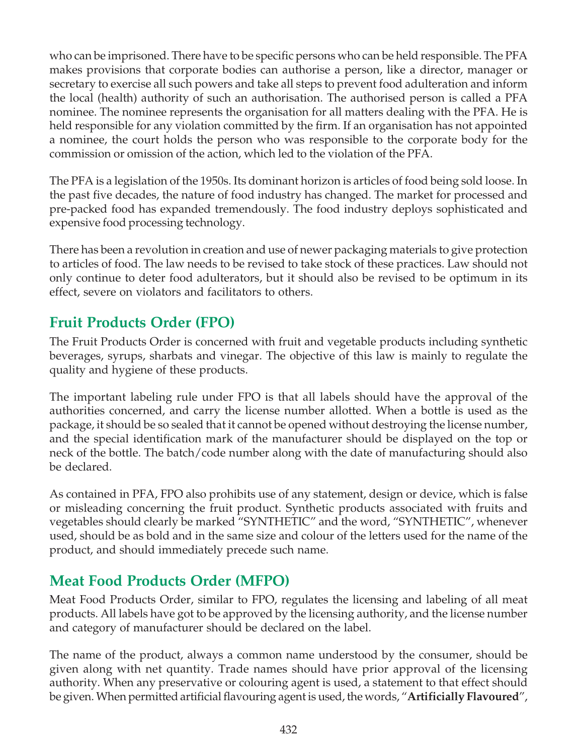who can be imprisoned. There have to be specific persons who can be held responsible. The PFA makes provisions that corporate bodies can authorise a person, like a director, manager or secretary to exercise all such powers and take all steps to prevent food adulteration and inform the local (health) authority of such an authorisation. The authorised person is called a PFA nominee. The nominee represents the organisation for all matters dealing with the PFA. He is held responsible for any violation committed by the firm. If an organisation has not appointed a nominee, the court holds the person who was responsible to the corporate body for the commission or omission of the action, which led to the violation of the PFA.

The PFA is a legislation of the 1950s. Its dominant horizon is articles of food being sold loose. In the past five decades, the nature of food industry has changed. The market for processed and pre-packed food has expanded tremendously. The food industry deploys sophisticated and expensive food processing technology.

There has been a revolution in creation and use of newer packaging materials to give protection to articles of food. The law needs to be revised to take stock of these practices. Law should not only continue to deter food adulterators, but it should also be revised to be optimum in its effect, severe on violators and facilitators to others.

## Fruit Products Order (FPO)

The Fruit Products Order is concerned with fruit and vegetable products including synthetic beverages, syrups, sharbats and vinegar. The objective of this law is mainly to regulate the quality and hygiene of these products.

The important labeling rule under FPO is that all labels should have the approval of the authorities concerned, and carry the license number allotted. When a bottle is used as the package, it should be so sealed that it cannot be opened without destroying the license number, and the special identification mark of the manufacturer should be displayed on the top or neck of the bottle. The batch/code number along with the date of manufacturing should also be declared.

As contained in PFA, FPO also prohibits use of any statement, design or device, which is false or misleading concerning the fruit product. Synthetic products associated with fruits and vegetables should clearly be marked "SYNTHETIC" and the word, "SYNTHETIC", whenever used, should be as bold and in the same size and colour of the letters used for the name of the product, and should immediately precede such name.

## Meat Food Products Order (MFPO)

Meat Food Products Order, similar to FPO, regulates the licensing and labeling of all meat products. All labels have got to be approved by the licensing authority, and the license number and category of manufacturer should be declared on the label.

The name of the product, always a common name understood by the consumer, should be given along with net quantity. Trade names should have prior approval of the licensing authority. When any preservative or colouring agent is used, a statement to that effect should be given. When permitted artificial flavouring agent is used, the words, "**Artificially Flavoured**",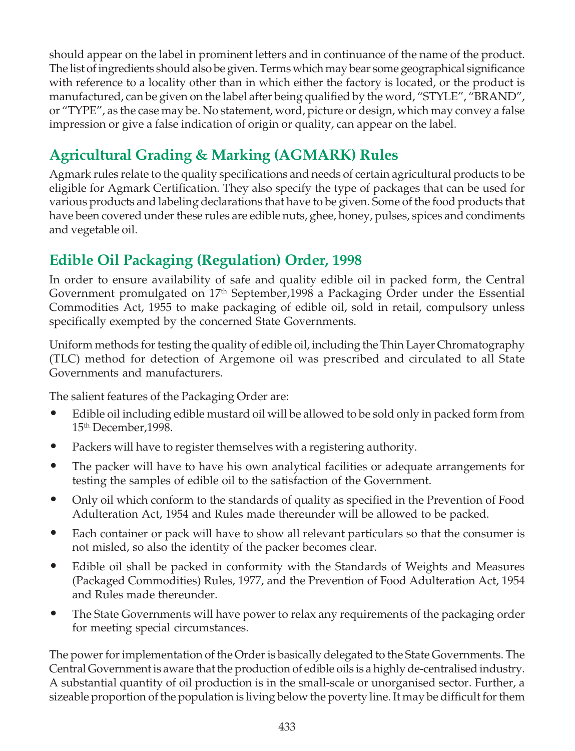should appear on the label in prominent letters and in continuance of the name of the product. The list of ingredients should also be given. Terms which may bear some geographical significance with reference to a locality other than in which either the factory is located, or the product is manufactured, can be given on the label after being qualified by the word, "STYLE", "BRAND", or "TYPE", as the case may be. No statement, word, picture or design, which may convey a false impression or give a false indication of origin or quality, can appear on the label.

## Agricultural Grading & Marking (AGMARK) Rules

Agmark rules relate to the quality specifications and needs of certain agricultural products to be eligible for Agmark Certification. They also specify the type of packages that can be used for various products and labeling declarations that have to be given. Some of the food products that have been covered under these rules are edible nuts, ghee, honey, pulses, spices and condiments and vegetable oil.

## Edible Oil Packaging (Regulation) Order, 1998

In order to ensure availability of safe and quality edible oil in packed form, the Central Government promulgated on 17th September,1998 a Packaging Order under the Essential Commodities Act, 1955 to make packaging of edible oil, sold in retail, compulsory unless specifically exempted by the concerned State Governments.

Uniform methods for testing the quality of edible oil, including the Thin Layer Chromatography (TLC) method for detection of Argemone oil was prescribed and circulated to all State Governments and manufacturers.

The salient features of the Packaging Order are:

- Edible oil including edible mustard oil will be allowed to be sold only in packed form from 15th December,1998.
- Packers will have to register themselves with a registering authority.
- The packer will have to have his own analytical facilities or adequate arrangements for testing the samples of edible oil to the satisfaction of the Government.
- Only oil which conform to the standards of quality as specified in the Prevention of Food Adulteration Act, 1954 and Rules made thereunder will be allowed to be packed.
- Each container or pack will have to show all relevant particulars so that the consumer is not misled, so also the identity of the packer becomes clear.
- Edible oil shall be packed in conformity with the Standards of Weights and Measures (Packaged Commodities) Rules, 1977, and the Prevention of Food Adulteration Act, 1954 and Rules made thereunder.
- The State Governments will have power to relax any requirements of the packaging order for meeting special circumstances.

The power for implementation of the Order is basically delegated to the State Governments. The Central Government is aware that the production of edible oils is a highly de-centralised industry. A substantial quantity of oil production is in the small-scale or unorganised sector. Further, a sizeable proportion of the population is living below the poverty line. It may be difficult for them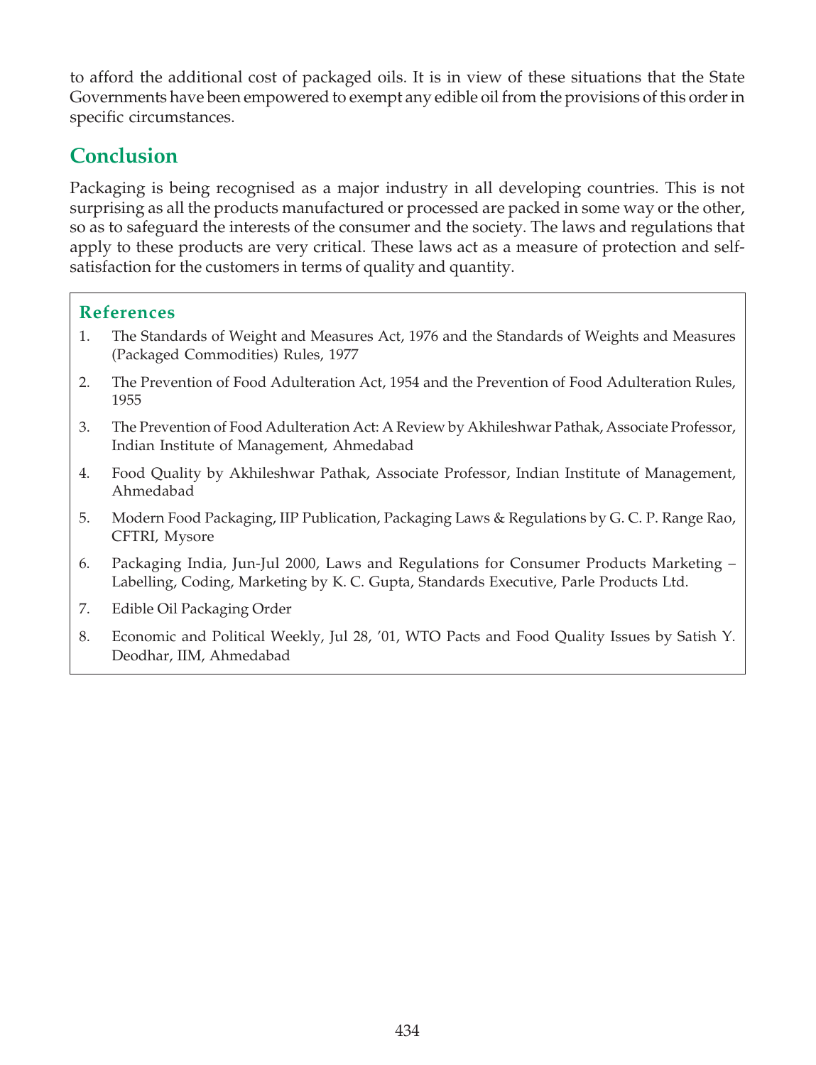to afford the additional cost of packaged oils. It is in view of these situations that the State Governments have been empowered to exempt any edible oil from the provisions of this order in specific circumstances.

## Conclusion

Packaging is being recognised as a major industry in all developing countries. This is not surprising as all the products manufactured or processed are packed in some way or the other, so as to safeguard the interests of the consumer and the society. The laws and regulations that apply to these products are very critical. These laws act as a measure of protection and self-satisfaction for the customers in terms of quality and quantity.

### References

1. The Standards of Weight and Measures Act, 1976 and the Standards of Weights and Measures (Packaged Commodities) Rules, 1977
2. The Prevention of Food Adulteration Act, 1954 and the Prevention of Food Adulteration Rules, 1955
3. The Prevention of Food Adulteration Act: A Review by Akhileshwar Pathak, Associate Professor, Indian Institute of Management, Ahmedabad
4. Food Quality by Akhileshwar Pathak, Associate Professor, Indian Institute of Management, Ahmedabad
5. Modern Food Packaging, IIP Publication, Packaging Laws & Regulations by G. C. P. Range Rao, CFTRI, Mysore
6. Packaging India, Jun-Jul 2000, Laws and Regulations for Consumer Products Marketing – Labelling, Coding, Marketing by K. C. Gupta, Standards Executive, Parle Products Ltd.
7. Edible Oil Packaging Order
8. Economic and Political Weekly, Jul 28, '01, WTO Pacts and Food Quality Issues by Satish Y. Deodhar, IIM, Ahmedabad